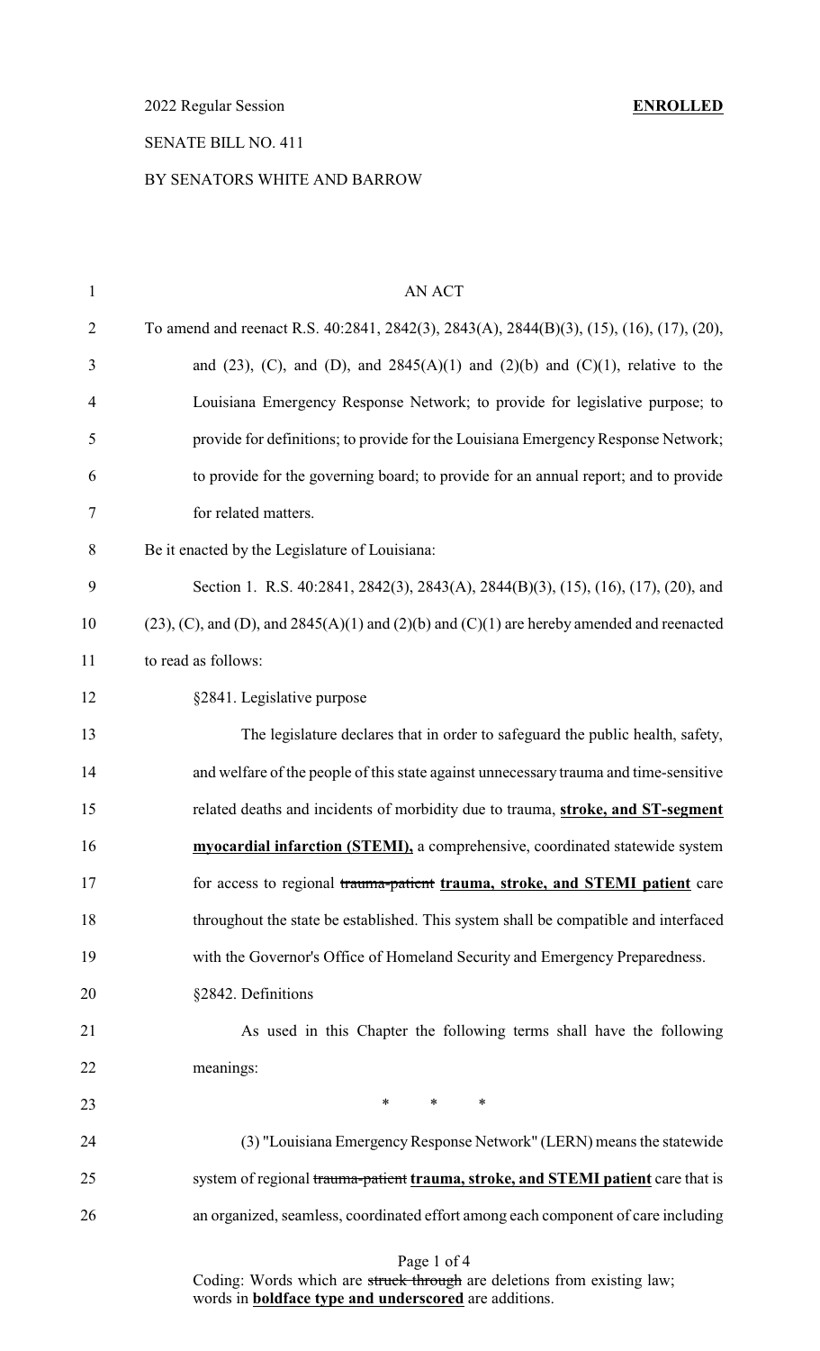2022 Regular Session **ENROLLED**

SENATE BILL NO. 411

BY SENATORS WHITE AND BARROW

AN ACT

To amend and reenact R.S. 40:2841, 2842(3), 2843(A), 2844(B)(3), (15), (16), (17), (20), and (23), (C), and (D), and 2845(A)(1) and (2)(b) and (C)(1), relative to the Louisiana Emergency Response Network; to provide for legislative purpose; to provide for definitions; to provide for the Louisiana Emergency Response Network; to provide for the governing board; to provide for an annual report; and to provide for related matters.

Be it enacted by the Legislature of Louisiana:

Section 1. R.S. 40:2841, 2842(3), 2843(A), 2844(B)(3), (15), (16), (17), (20), and (23), (C), and (D), and 2845(A)(1) and (2)(b) and (C)(1) are hereby amended and reenacted to read as follows:

§2841. Legislative purpose

The legislature declares that in order to safeguard the public health, safety, and welfare of the people of this state against unnecessary trauma and time-sensitive related deaths and incidents of morbidity due to trauma, **stroke, and ST-segment myocardial infarction (STEMI),** a comprehensive, coordinated statewide system for access to regional ~~trauma-patient~~ **trauma, stroke, and STEMI patient** care throughout the state be established. This system shall be compatible and interfaced with the Governor's Office of Homeland Security and Emergency Preparedness.

§2842. Definitions

As used in this Chapter the following terms shall have the following meanings:

\* \* \*

(3) "Louisiana Emergency Response Network" (LERN) means the statewide system of regional ~~trauma-patient~~ **trauma, stroke, and STEMI patient** care that is an organized, seamless, coordinated effort among each component of care including

Coding: Words which are ~~struck through~~ are deletions from existing law; words in **boldface type and underscored** are additions.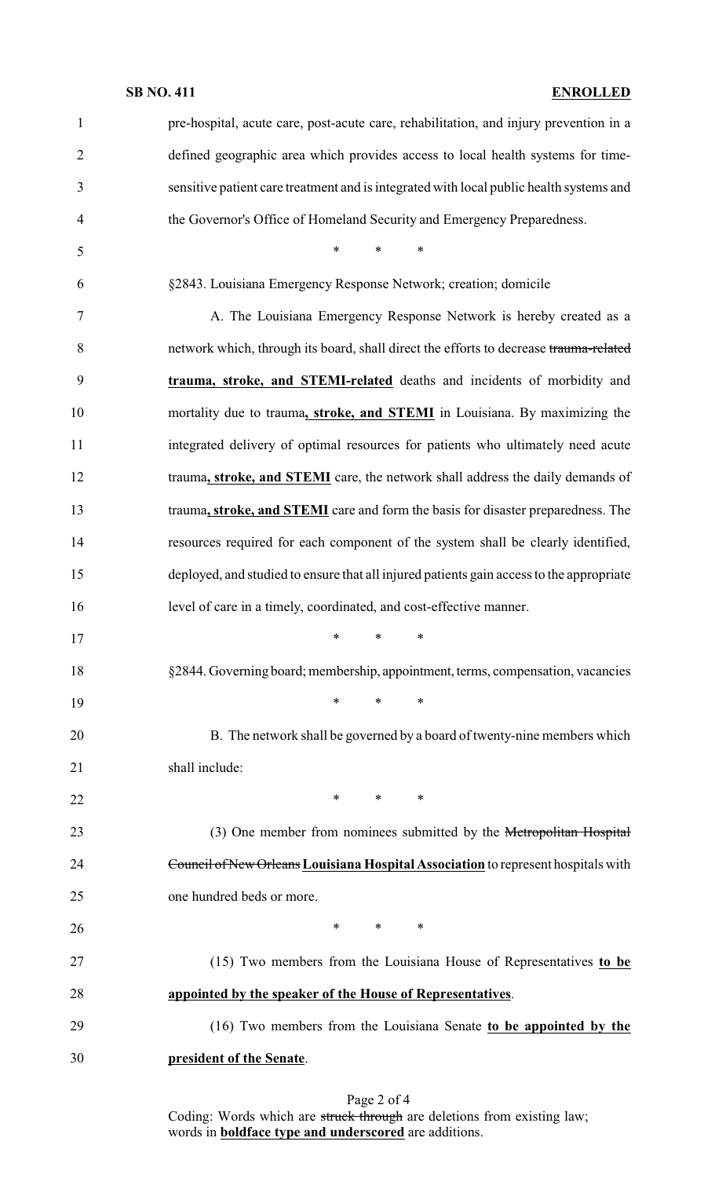pre-hospital, acute care, post-acute care, rehabilitation, and injury prevention in a defined geographic area which provides access to local health systems for time-sensitive patient care treatment and is integrated with local public health systems and the Governor's Office of Homeland Security and Emergency Preparedness.

\* \* \*

§2843. Louisiana Emergency Response Network; creation; domicile

A. The Louisiana Emergency Response Network is hereby created as a network which, through its board, shall direct the efforts to decrease ~~trauma-related~~ **trauma, stroke, and STEMI-related** deaths and incidents of morbidity and mortality due to trauma**, stroke, and STEMI** in Louisiana. By maximizing the integrated delivery of optimal resources for patients who ultimately need acute trauma**, stroke, and STEMI** care, the network shall address the daily demands of trauma**, stroke, and STEMI** care and form the basis for disaster preparedness. The resources required for each component of the system shall be clearly identified, deployed, and studied to ensure that all injured patients gain access to the appropriate level of care in a timely, coordinated, and cost-effective manner.

\* \* \*

§2844. Governing board; membership, appointment, terms, compensation, vacancies

\* \* \*

B. The network shall be governed by a board of twenty-nine members which shall include:

\* \* \*

(3) One member from nominees submitted by the ~~Metropolitan Hospital Council of New Orleans~~ **Louisiana Hospital Association** to represent hospitals with one hundred beds or more.

\* \* \*

(15) Two members from the Louisiana House of Representatives **to be appointed by the speaker of the House of Representatives**.

(16) Two members from the Louisiana Senate **to be appointed by the president of the Senate**.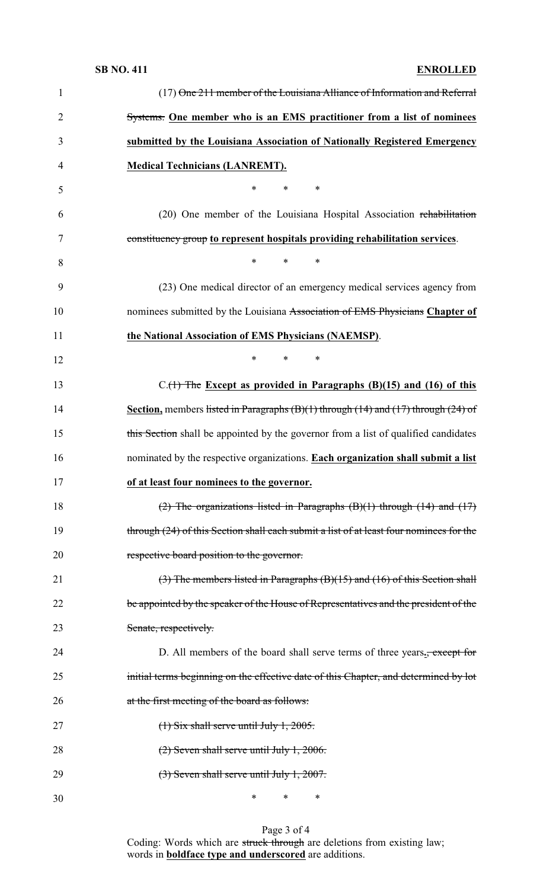(17) ~~One 211 member of the Louisiana Alliance of Information and Referral Systems.~~ **One member who is an EMS practitioner from a list of nominees submitted by the Louisiana Association of Nationally Registered Emergency Medical Technicians (LANREMT).**

\* \* \*

(20) One member of the Louisiana Hospital Association ~~rehabilitation constituency group~~ **to represent hospitals providing rehabilitation services**.

\* \* \*

(23) One medical director of an emergency medical services agency from nominees submitted by the Louisiana ~~Association of EMS Physicians~~ **Chapter of the National Association of EMS Physicians (NAEMSP)**.

\* \* \*

C.~~(1) The~~ **Except as provided in Paragraphs (B)(15) and (16) of this Section,** members ~~listed in Paragraphs (B)(1) through (14) and (17) through (24) of this Section~~ shall be appointed by the governor from a list of qualified candidates nominated by the respective organizations. **Each organization shall submit a list of at least four nominees to the governor.**

~~(2) The organizations listed in Paragraphs (B)(1) through (14) and (17) through (24) of this Section shall each submit a list of at least four nominees for the respective board position to the governor.~~

~~(3) The members listed in Paragraphs (B)(15) and (16) of this Section shall be appointed by the speaker of the House of Representatives and the president of the Senate, respectively.~~

D. All members of the board shall serve terms of three years**.**~~, except for initial terms beginning on the effective date of this Chapter, and determined by lot at the first meeting of the board as follows:~~

~~(1) Six shall serve until July 1, 2005.~~

~~(2) Seven shall serve until July 1, 2006.~~

~~(3) Seven shall serve until July 1, 2007.~~

\* \* \*

Coding: Words which are ~~struck through~~ are deletions from existing law; words in **boldface type and underscored** are additions.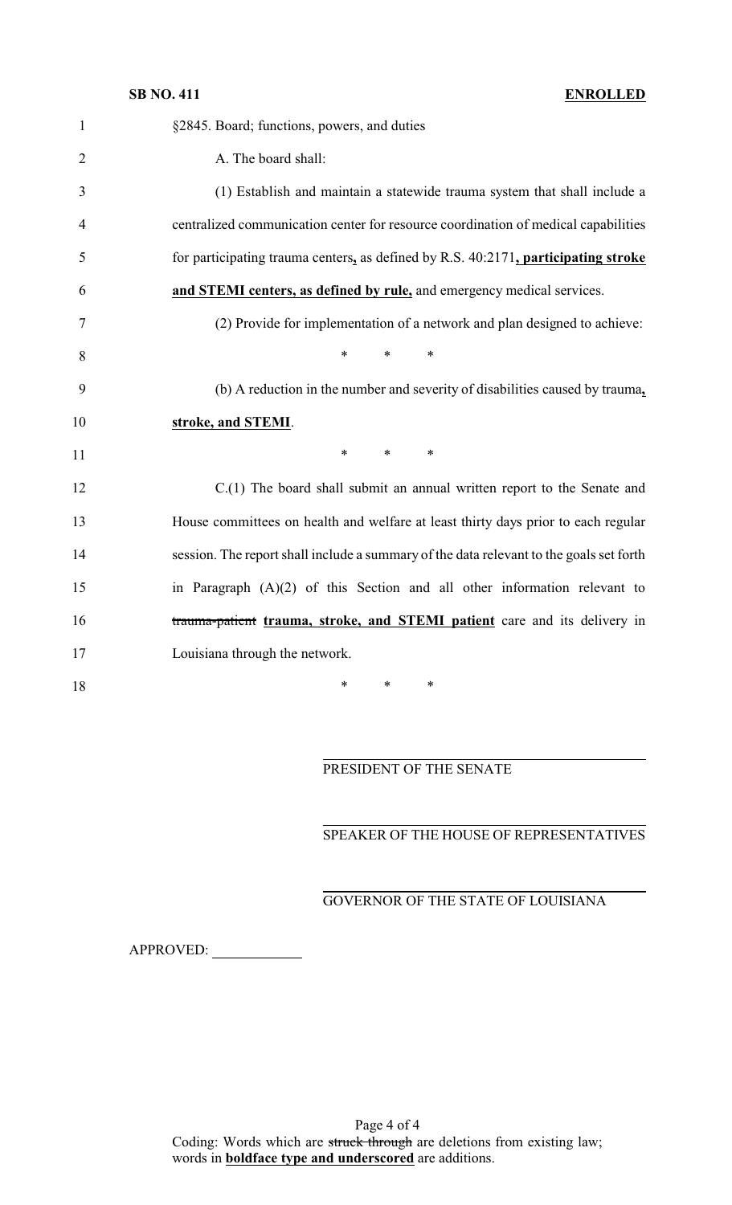§2845. Board; functions, powers, and duties

A. The board shall:

(1) Establish and maintain a statewide trauma system that shall include a centralized communication center for resource coordination of medical capabilities for participating trauma centers**,** as defined by R.S. 40:2171**, participating stroke and STEMI centers, as defined by rule,** and emergency medical services.

(2) Provide for implementation of a network and plan designed to achieve:

\* \* \*

(b) A reduction in the number and severity of disabilities caused by trauma**, stroke, and STEMI**.

\* \* \*

C.(1) The board shall submit an annual written report to the Senate and House committees on health and welfare at least thirty days prior to each regular session. The report shall include a summary of the data relevant to the goals set forth in Paragraph (A)(2) of this Section and all other information relevant to ~~trauma-patient~~ **trauma, stroke, and STEMI patient** care and its delivery in Louisiana through the network.

\* \* \*

PRESIDENT OF THE SENATE

SPEAKER OF THE HOUSE OF REPRESENTATIVES

GOVERNOR OF THE STATE OF LOUISIANA

APPROVED: ____________

Coding: Words which are ~~struck through~~ are deletions from existing law; words in **boldface type and underscored** are additions.